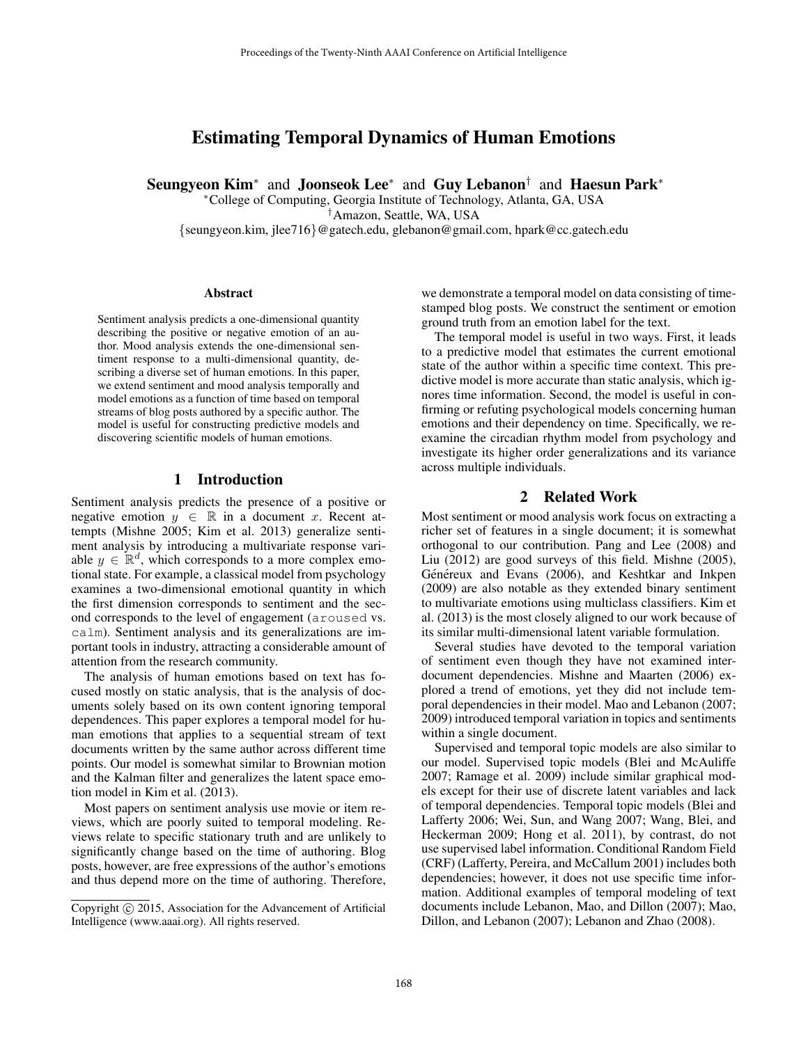# Estimating Temporal Dynamics of Human Emotions

**Seungyeon Kim**[*] and **Joonseok Lee**[*] and **Guy Lebanon**[†] and **Haesun Park**[*]

[*]College of Computing, Georgia Institute of Technology, Atlanta, GA, USA
[†]Amazon, Seattle, WA, USA
{seungyeon.kim, jlee716}@gatech.edu, glebanon@gmail.com, hpark@cc.gatech.edu

### Abstract

Sentiment analysis predicts a one-dimensional quantity describing the positive or negative emotion of an author. Mood analysis extends the one-dimensional sentiment response to a multi-dimensional quantity, describing a diverse set of human emotions. In this paper, we extend sentiment and mood analysis temporally and model emotions as a function of time based on temporal streams of blog posts authored by a specific author. The model is useful for constructing predictive models and discovering scientific models of human emotions.

## 1 Introduction

Sentiment analysis predicts the presence of a positive or negative emotion $y \in \mathbb{R}$ in a document $x$. Recent attempts (Mishne 2005; Kim et al. 2013) generalize sentiment analysis by introducing a multivariate response variable $y \in \mathbb{R}^d$, which corresponds to a more complex emotional state. For example, a classical model from psychology examines a two-dimensional emotional quantity in which the first dimension corresponds to sentiment and the second corresponds to the level of engagement (`aroused` vs. `calm`). Sentiment analysis and its generalizations are important tools in industry, attracting a considerable amount of attention from the research community.

The analysis of human emotions based on text has focused mostly on static analysis, that is the analysis of documents solely based on its own content ignoring temporal dependences. This paper explores a temporal model for human emotions that applies to a sequential stream of text documents written by the same author across different time points. Our model is somewhat similar to Brownian motion and the Kalman filter and generalizes the latent space emotion model in Kim et al. (2013).

Most papers on sentiment analysis use movie or item reviews, which are poorly suited to temporal modeling. Reviews relate to specific stationary truth and are unlikely to significantly change based on the time of authoring. Blog posts, however, are free expressions of the author's emotions and thus depend more on the time of authoring. Therefore, we demonstrate a temporal model on data consisting of time-stamped blog posts. We construct the sentiment or emotion ground truth from an emotion label for the text.

The temporal model is useful in two ways. First, it leads to a predictive model that estimates the current emotional state of the author within a specific time context. This predictive model is more accurate than static analysis, which ignores time information. Second, the model is useful in confirming or refuting psychological models concerning human emotions and their dependency on time. Specifically, we re-examine the circadian rhythm model from psychology and investigate its higher order generalizations and its variance across multiple individuals.

## 2 Related Work

Most sentiment or mood analysis work focus on extracting a richer set of features in a single document; it is somewhat orthogonal to our contribution. Pang and Lee (2008) and Liu (2012) are good surveys of this field. Mishne (2005), Généreux and Evans (2006), and Keshtkar and Inkpen (2009) are also notable as they extended binary sentiment to multivariate emotions using multiclass classifiers. Kim et al. (2013) is the most closely aligned to our work because of its similar multi-dimensional latent variable formulation.

Several studies have devoted to the temporal variation of sentiment even though they have not examined inter-document dependencies. Mishne and Maarten (2006) explored a trend of emotions, yet they did not include temporal dependencies in their model. Mao and Lebanon (2007; 2009) introduced temporal variation in topics and sentiments within a single document.

Supervised and temporal topic models are also similar to our model. Supervised topic models (Blei and McAuliffe 2007; Ramage et al. 2009) include similar graphical models except for their use of discrete latent variables and lack of temporal dependencies. Temporal topic models (Blei and Lafferty 2006; Wei, Sun, and Wang 2007; Wang, Blei, and Heckerman 2009; Hong et al. 2011), by contrast, do not use supervised label information. Conditional Random Field (CRF) (Lafferty, Pereira, and McCallum 2001) includes both dependencies; however, it does not use specific time information. Additional examples of temporal modeling of text documents include Lebanon, Mao, and Dillon (2007); Mao, Dillon, and Lebanon (2007); Lebanon and Zhao (2008).

Copyright © 2015, Association for the Advancement of Artificial Intelligence (www.aaai.org). All rights reserved.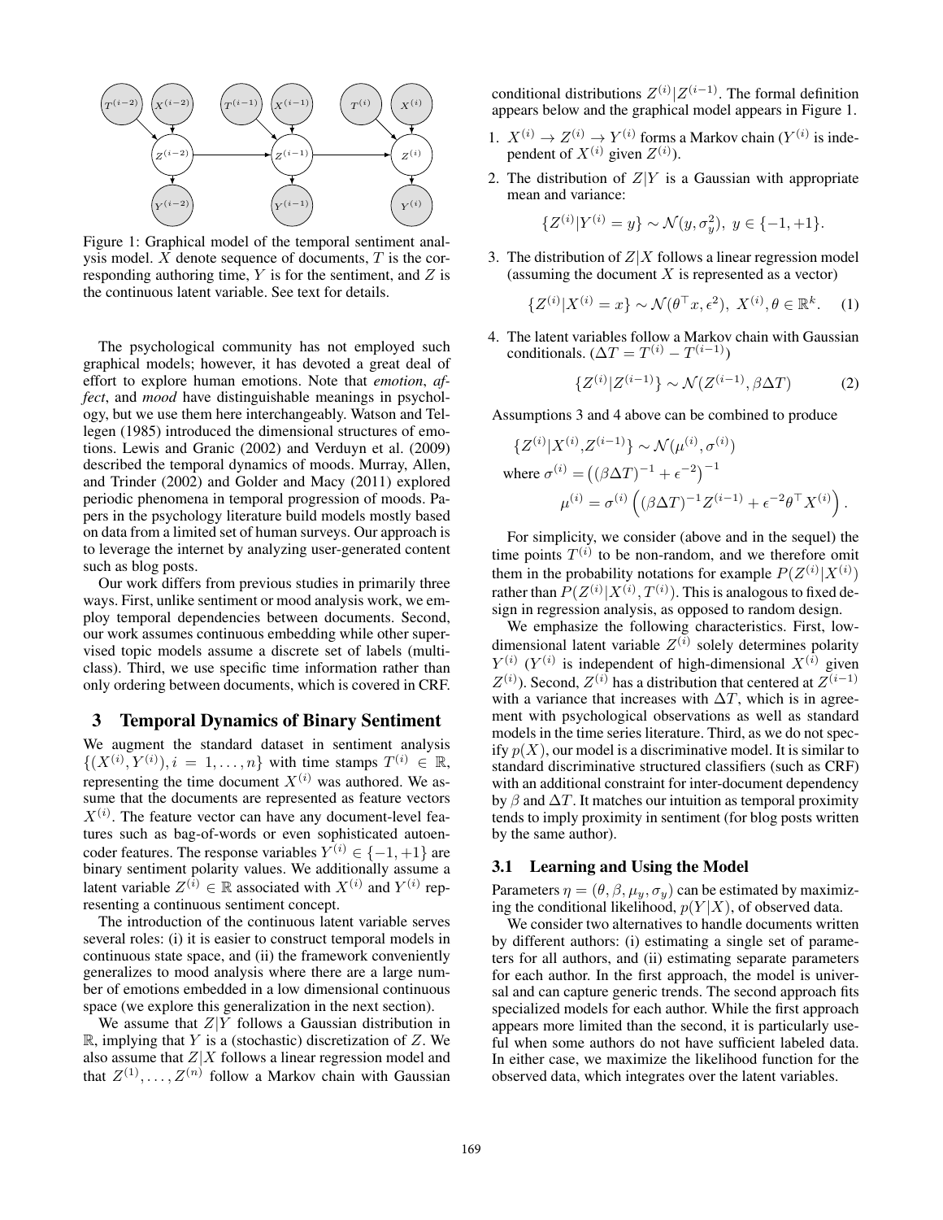Figure 1: Graphical model of the temporal sentiment analysis model. $X$ denote sequence of documents, $T$ is the corresponding authoring time, $Y$ is for the sentiment, and $Z$ is the continuous latent variable. See text for details.

The psychological community has not employed such graphical models; however, it has devoted a great deal of effort to explore human emotions. Note that *emotion*, *affect*, and *mood* have distinguishable meanings in psychology, but we use them here interchangeably. Watson and Tellegen (1985) introduced the dimensional structures of emotions. Lewis and Granic (2002) and Verduyn et al. (2009) described the temporal dynamics of moods. Murray, Allen, and Trinder (2002) and Golder and Macy (2011) explored periodic phenomena in temporal progression of moods. Papers in the psychology literature build models mostly based on data from a limited set of human surveys. Our approach is to leverage the internet by analyzing user-generated content such as blog posts.

Our work differs from previous studies in primarily three ways. First, unlike sentiment or mood analysis work, we employ temporal dependencies between documents. Second, our work assumes continuous embedding while other supervised topic models assume a discrete set of labels (multi-class). Third, we use specific time information rather than only ordering between documents, which is covered in CRF.

## 3 Temporal Dynamics of Binary Sentiment

We augment the standard dataset in sentiment analysis $\{(X^{(i)}, Y^{(i)}), i = 1, \ldots, n\}$ with time stamps $T^{(i)} \in \mathbb{R}$, representing the time document $X^{(i)}$ was authored. We assume that the documents are represented as feature vectors $X^{(i)}$. The feature vector can have any document-level features such as bag-of-words or even sophisticated autoencoder features. The response variables $Y^{(i)} \in \{-1, +1\}$ are binary sentiment polarity values. We additionally assume a latent variable $Z^{(i)} \in \mathbb{R}$ associated with $X^{(i)}$ and $Y^{(i)}$ representing a continuous sentiment concept.

The introduction of the continuous latent variable serves several roles: (i) it is easier to construct temporal models in continuous state space, and (ii) the framework conveniently generalizes to mood analysis where there are a large number of emotions embedded in a low dimensional continuous space (we explore this generalization in the next section).

We assume that $Z|Y$ follows a Gaussian distribution in $\mathbb{R}$, implying that $Y$ is a (stochastic) discretization of $Z$. We also assume that $Z|X$ follows a linear regression model and that $Z^{(1)}, \ldots, Z^{(n)}$ follow a Markov chain with Gaussian conditional distributions $Z^{(i)}|Z^{(i-1)}$. The formal definition appears below and the graphical model appears in Figure 1.

1. $X^{(i)} \to Z^{(i)} \to Y^{(i)}$ forms a Markov chain ($Y^{(i)}$ is independent of $X^{(i)}$ given $Z^{(i)}$).
2. The distribution of $Z|Y$ is a Gaussian with appropriate mean and variance:
$$\{Z^{(i)}|Y^{(i)} = y\} \sim \mathcal{N}(y, \sigma_y^2),\ y \in \{-1, +1\}.$$
3. The distribution of $Z|X$ follows a linear regression model (assuming the document $X$ is represented as a vector)
$$\{Z^{(i)}|X^{(i)} = x\} \sim \mathcal{N}(\theta^\top x, \epsilon^2),\ X^{(i)}, \theta \in \mathbb{R}^k. \quad (1)$$
4. The latent variables follow a Markov chain with Gaussian conditionals. ($\Delta T = T^{(i)} - T^{(i-1)}$)
$$\{Z^{(i)}|Z^{(i-1)}\} \sim \mathcal{N}(Z^{(i-1)}, \beta \Delta T) \quad (2)$$

Assumptions 3 and 4 above can be combined to produce

$$\{Z^{(i)}|X^{(i)}, Z^{(i-1)}\} \sim \mathcal{N}(\mu^{(i)}, \sigma^{(i)})$$
$$\text{where } \sigma^{(i)} = \left((\beta \Delta T)^{-1} + \epsilon^{-2}\right)^{-1}$$
$$\mu^{(i)} = \sigma^{(i)} \left((\beta \Delta T)^{-1} Z^{(i-1)} + \epsilon^{-2} \theta^\top X^{(i)}\right).$$

For simplicity, we consider (above and in the sequel) the time points $T^{(i)}$ to be non-random, and we therefore omit them in the probability notations for example $P(Z^{(i)}|X^{(i)})$ rather than $P(Z^{(i)}|X^{(i)}, T^{(i)})$. This is analogous to fixed design in regression analysis, as opposed to random design.

We emphasize the following characteristics. First, low-dimensional latent variable $Z^{(i)}$ solely determines polarity $Y^{(i)}$ ($Y^{(i)}$ is independent of high-dimensional $X^{(i)}$ given $Z^{(i)}$). Second, $Z^{(i)}$ has a distribution that centered at $Z^{(i-1)}$ with a variance that increases with $\Delta T$, which is in agreement with psychological observations as well as standard models in the time series literature. Third, as we do not specify $p(X)$, our model is a discriminative model. It is similar to standard discriminative structured classifiers (such as CRF) with an additional constraint for inter-document dependency by $\beta$ and $\Delta T$. It matches our intuition as temporal proximity tends to imply proximity in sentiment (for blog posts written by the same author).

### 3.1 Learning and Using the Model

Parameters $\eta = (\theta, \beta, \mu_y, \sigma_y)$ can be estimated by maximizing the conditional likelihood, $p(Y|X)$, of observed data.

We consider two alternatives to handle documents written by different authors: (i) estimating a single set of parameters for all authors, and (ii) estimating separate parameters for each author. In the first approach, the model is universal and can capture generic trends. The second approach fits specialized models for each author. While the first approach appears more limited than the second, it is particularly useful when some authors do not have sufficient labeled data. In either case, we maximize the likelihood function for the observed data, which integrates over the latent variables.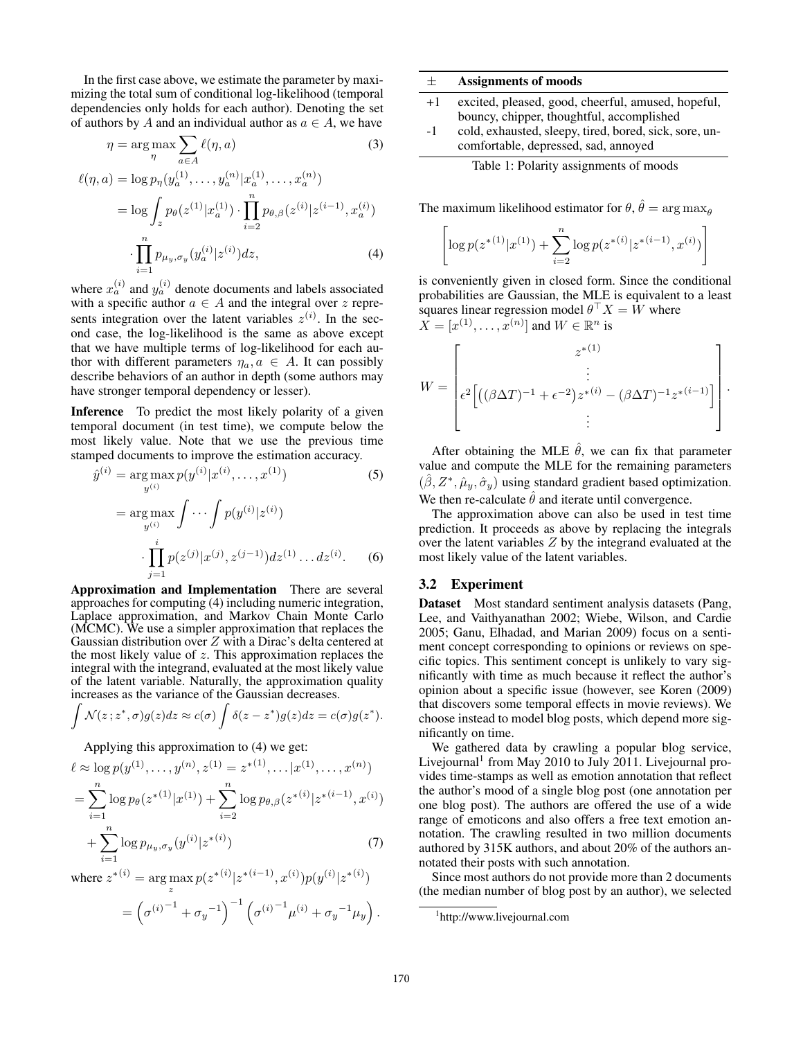In the first case above, we estimate the parameter by maximizing the total sum of conditional log-likelihood (temporal dependencies only holds for each author). Denoting the set of authors by $A$ and an individual author as $a \in A$, we have

$$\eta = \arg\max_{\eta} \sum_{a \in A} \ell(\eta, a) \tag{3}$$

$$\begin{aligned} \ell(\eta, a) &= \log p_\eta(y_a^{(1)}, \ldots, y_a^{(n)} | x_a^{(1)}, \ldots, x_a^{(n)}) \\ &= \log \int_z p_\theta(z^{(1)} | x_a^{(1)}) \cdot \prod_{i=2}^{n} p_{\theta,\beta}(z^{(i)} | z^{(i-1)}, x_a^{(i)}) \\ &\quad \cdot \prod_{i=1}^{n} p_{\mu_y,\sigma_y}(y_a^{(i)} | z^{(i)}) dz, \end{aligned} \tag{4}$$

where $x_a^{(i)}$ and $y_a^{(i)}$ denote documents and labels associated with a specific author $a \in A$ and the integral over $z$ represents integration over the latent variables $z^{(i)}$. In the second case, the log-likelihood is the same as above except that we have multiple terms of log-likelihood for each author with different parameters $\eta_a, a \in A$. It can possibly describe behaviors of an author in depth (some authors may have stronger temporal dependency or lesser).

**Inference** To predict the most likely polarity of a given temporal document (in test time), we compute below the most likely value. Note that we use the previous time stamped documents to improve the estimation accuracy.

$$\hat{y}^{(i)} = \arg\max_{y^{(i)}} p(y^{(i)} | x^{(i)}, \ldots, x^{(1)}) \tag{5}$$

$$\begin{aligned} &= \arg\max_{y^{(i)}} \int \cdots \int p(y^{(i)} | z^{(i)}) \\ &\quad \cdot \prod_{j=1}^{i} p(z^{(j)} | x^{(j)}, z^{(j-1)}) dz^{(1)} \ldots dz^{(i)}. \end{aligned} \tag{6}$$

**Approximation and Implementation** There are several approaches for computing (4) including numeric integration, Laplace approximation, and Markov Chain Monte Carlo (MCMC). We use a simpler approximation that replaces the Gaussian distribution over $Z$ with a Dirac's delta centered at the most likely value of $z$. This approximation replaces the integral with the integrand, evaluated at the most likely value of the latent variable. Naturally, the approximation quality increases as the variance of the Gaussian decreases.

$$\int \mathcal{N}(z\,; z^*, \sigma) g(z) dz \approx c(\sigma) \int \delta(z - z^*) g(z) dz = c(\sigma) g(z^*).$$

Applying this approximation to (4) we get:

$$\begin{aligned} \ell &\approx \log p(y^{(1)}, \ldots, y^{(n)}, z^{(1)} = z^{*(1)}, \ldots | x^{(1)}, \ldots, x^{(n)}) \\ &= \sum_{i=1}^{n} \log p_\theta(z^{*(1)} | x^{(1)}) + \sum_{i=2}^{n} \log p_{\theta,\beta}(z^{*(i)} | z^{*(i-1)}, x^{(i)}) \\ &\quad + \sum_{i=1}^{n} \log p_{\mu_y,\sigma_y}(y^{(i)} | z^{*(i)}) \end{aligned} \tag{7}$$

where

$$\begin{aligned} z^{*(i)} &= \arg\max_z p(z^{*(i)} | z^{*(i-1)}, x^{(i)}) p(y^{(i)} | z^{*(i)}) \\ &= \left( {\sigma^{(i)}}^{-1} + {\sigma_y}^{-1} \right)^{-1} \left( {\sigma^{(i)}}^{-1} \mu^{(i)} + {\sigma_y}^{-1} \mu_y \right). \end{aligned}$$

| $\pm$ | Assignments of moods |
|---|---|
| +1 | excited, pleased, good, cheerful, amused, hopeful, bouncy, chipper, thoughtful, accomplished |
| -1 | cold, exhausted, sleepy, tired, bored, sick, sore, uncomfortable, depressed, sad, annoyed |

Table 1: Polarity assignments of moods

The maximum likelihood estimator for $\theta$, $\hat{\theta} = \arg\max_\theta$

$$\left[ \log p(z^{*(1)} | x^{(1)}) + \sum_{i=2}^{n} \log p(z^{*(i)} | z^{*(i-1)}, x^{(i)}) \right]$$

is conveniently given in closed form. Since the conditional probabilities are Gaussian, the MLE is equivalent to a least squares linear regression model $\theta^\top X = W$ where $X = [x^{(1)}, \ldots, x^{(n)}]$ and $W \in \mathbb{R}^n$ is

$$W = \begin{bmatrix} z^{*(1)} \\ \vdots \\ \epsilon^2 \Big[ \big( (\beta \Delta T)^{-1} + \epsilon^{-2} \big) z^{*(i)} - (\beta \Delta T)^{-1} z^{*(i-1)} \Big] \\ \vdots \end{bmatrix}.$$

After obtaining the MLE $\hat{\theta}$, we can fix that parameter value and compute the MLE for the remaining parameters $(\hat{\beta}, Z^*, \hat{\mu}_y, \hat{\sigma}_y)$ using standard gradient based optimization. We then re-calculate $\hat{\theta}$ and iterate until convergence.

The approximation above can also be used in test time prediction. It proceeds as above by replacing the integrals over the latent variables $Z$ by the integrand evaluated at the most likely value of the latent variables.

### 3.2 Experiment

**Dataset** Most standard sentiment analysis datasets (Pang, Lee, and Vaithyanathan 2002; Wiebe, Wilson, and Cardie 2005; Ganu, Elhadad, and Marian 2009) focus on a sentiment concept corresponding to opinions or reviews on specific topics. This sentiment concept is unlikely to vary significantly with time as much because it reflect the author's opinion about a specific issue (however, see Koren (2009) that discovers some temporal effects in movie reviews). We choose instead to model blog posts, which depend more significantly on time.

We gathered data by crawling a popular blog service, Livejournal[1] from May 2010 to July 2011. Livejournal provides time-stamps as well as emotion annotation that reflect the author's mood of a single blog post (one annotation per one blog post). The authors are offered the use of a wide range of emoticons and also offers a free text emotion annotation. The crawling resulted in two million documents authored by 315K authors, and about 20% of the authors annotated their posts with such annotation.

Since most authors do not provide more than 2 documents (the median number of blog post by an author), we selected

[1] http://www.livejournal.com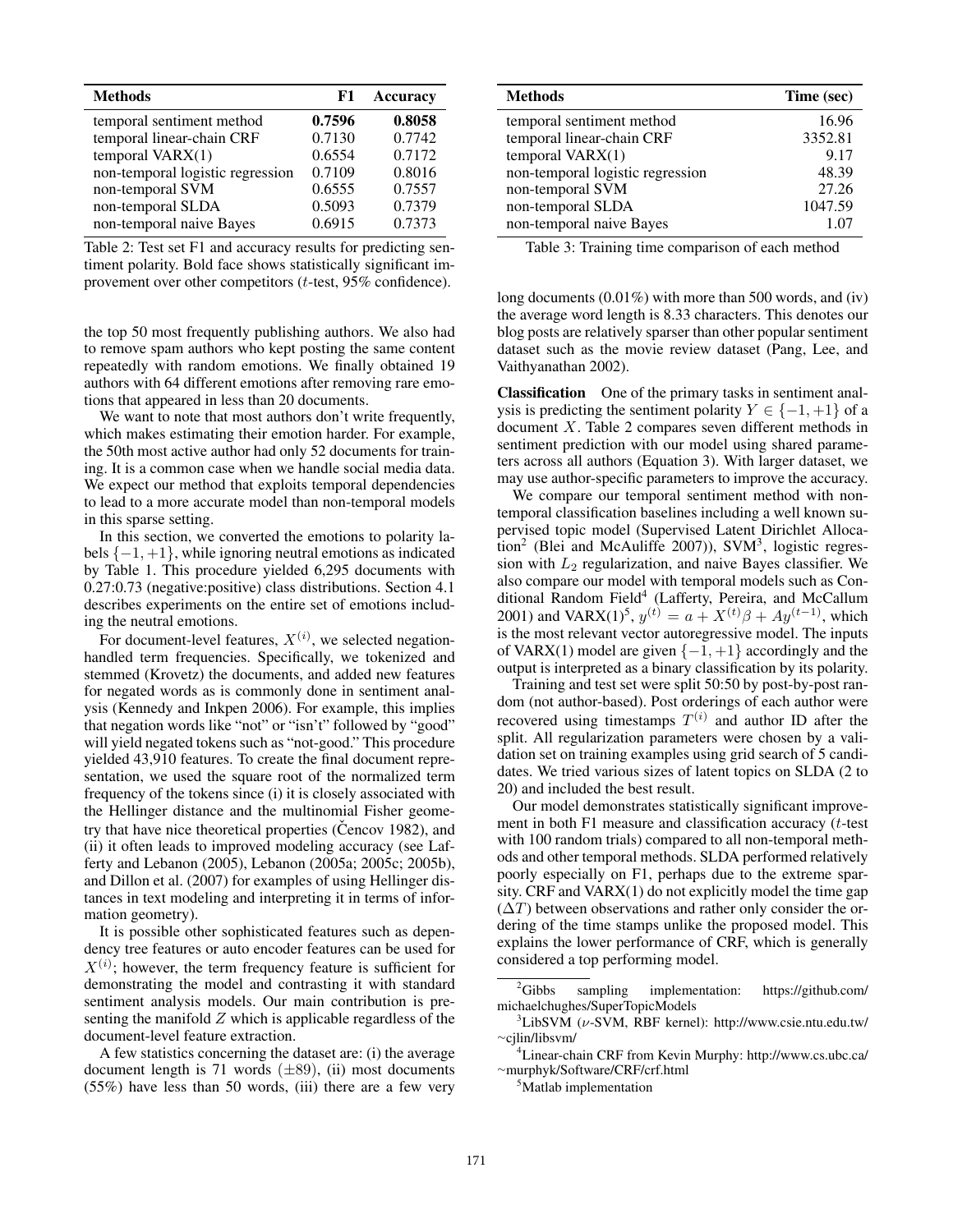| Methods | F1 | Accuracy |
|---|---|---|
| temporal sentiment method | **0.7596** | **0.8058** |
| temporal linear-chain CRF | 0.7130 | 0.7742 |
| temporal VARX(1) | 0.6554 | 0.7172 |
| non-temporal logistic regression | 0.7109 | 0.8016 |
| non-temporal SVM | 0.6555 | 0.7557 |
| non-temporal SLDA | 0.5093 | 0.7379 |
| non-temporal naive Bayes | 0.6915 | 0.7373 |

Table 2: Test set F1 and accuracy results for predicting sentiment polarity. Bold face shows statistically significant improvement over other competitors ($t$-test, 95% confidence).

the top 50 most frequently publishing authors. We also had to remove spam authors who kept posting the same content repeatedly with random emotions. We finally obtained 19 authors with 64 different emotions after removing rare emotions that appeared in less than 20 documents.

We want to note that most authors don't write frequently, which makes estimating their emotion harder. For example, the 50th most active author had only 52 documents for training. It is a common case when we handle social media data. We expect our method that exploits temporal dependencies to lead to a more accurate model than non-temporal models in this sparse setting.

In this section, we converted the emotions to polarity labels $\{-1, +1\}$, while ignoring neutral emotions as indicated by Table 1. This procedure yielded 6,295 documents with 0.27:0.73 (negative:positive) class distributions. Section 4.1 describes experiments on the entire set of emotions including the neutral emotions.

For document-level features, $X^{(i)}$, we selected negation-handled term frequencies. Specifically, we tokenized and stemmed (Krovetz) the documents, and added new features for negated words as is commonly done in sentiment analysis (Kennedy and Inkpen 2006). For example, this implies that negation words like "not" or "isn't" followed by "good" will yield negated tokens such as "not-good." This procedure yielded 43,910 features. To create the final document representation, we used the square root of the normalized term frequency of the tokens since (i) it is closely associated with the Hellinger distance and the multinomial Fisher geometry that have nice theoretical properties (Čencov 1982), and (ii) it often leads to improved modeling accuracy (see Lafferty and Lebanon (2005), Lebanon (2005a; 2005c; 2005b), and Dillon et al. (2007) for examples of using Hellinger distances in text modeling and interpreting it in terms of information geometry).

It is possible other sophisticated features such as dependency tree features or auto encoder features can be used for $X^{(i)}$; however, the term frequency feature is sufficient for demonstrating the model and contrasting it with standard sentiment analysis models. Our main contribution is presenting the manifold $Z$ which is applicable regardless of the document-level feature extraction.

A few statistics concerning the dataset are: (i) the average document length is 71 words ($\pm$89), (ii) most documents (55%) have less than 50 words, (iii) there are a few very long documents (0.01%) with more than 500 words, and (iv) the average word length is 8.33 characters. This denotes our blog posts are relatively sparser than other popular sentiment dataset such as the movie review dataset (Pang, Lee, and Vaithyanathan 2002).

| Methods | Time (sec) |
|---|---|
| temporal sentiment method | 16.96 |
| temporal linear-chain CRF | 3352.81 |
| temporal VARX(1) | 9.17 |
| non-temporal logistic regression | 48.39 |
| non-temporal SVM | 27.26 |
| non-temporal SLDA | 1047.59 |
| non-temporal naive Bayes | 1.07 |

Table 3: Training time comparison of each method

**Classification** One of the primary tasks in sentiment analysis is predicting the sentiment polarity $Y \in \{-1, +1\}$ of a document $X$. Table 2 compares seven different methods in sentiment prediction with our model using shared parameters across all authors (Equation 3). With larger dataset, we may use author-specific parameters to improve the accuracy.

We compare our temporal sentiment method with non-temporal classification baselines including a well known supervised topic model (Supervised Latent Dirichlet Allocation[2] (Blei and McAuliffe 2007)), SVM[3], logistic regression with $L_2$ regularization, and naive Bayes classifier. We also compare our model with temporal models such as Conditional Random Field[4] (Lafferty, Pereira, and McCallum 2001) and VARX(1)[5], $y^{(t)} = a + X^{(t)}\beta + Ay^{(t-1)}$, which is the most relevant vector autoregressive model. The inputs of VARX(1) model are given $\{-1, +1\}$ accordingly and the output is interpreted as a binary classification by its polarity.

Training and test set were split 50:50 by post-by-post random (not author-based). Post orderings of each author were recovered using timestamps $T^{(i)}$ and author ID after the split. All regularization parameters were chosen by a validation set on training examples using grid search of 5 candidates. We tried various sizes of latent topics on SLDA (2 to 20) and included the best result.

Our model demonstrates statistically significant improvement in both F1 measure and classification accuracy ($t$-test with 100 random trials) compared to all non-temporal methods and other temporal methods. SLDA performed relatively poorly especially on F1, perhaps due to the extreme sparsity. CRF and VARX(1) do not explicitly model the time gap ($\Delta T$) between observations and rather only consider the ordering of the time stamps unlike the proposed model. This explains the lower performance of CRF, which is generally considered a top performing model.

[2] Gibbs sampling implementation: https://github.com/michaelchughes/SuperTopicModels

[3] LibSVM ($\nu$-SVM, RBF kernel): http://www.csie.ntu.edu.tw/~cjlin/libsvm/

[4] Linear-chain CRF from Kevin Murphy: http://www.cs.ubc.ca/~murphyk/Software/CRF/crf.html

[5] Matlab implementation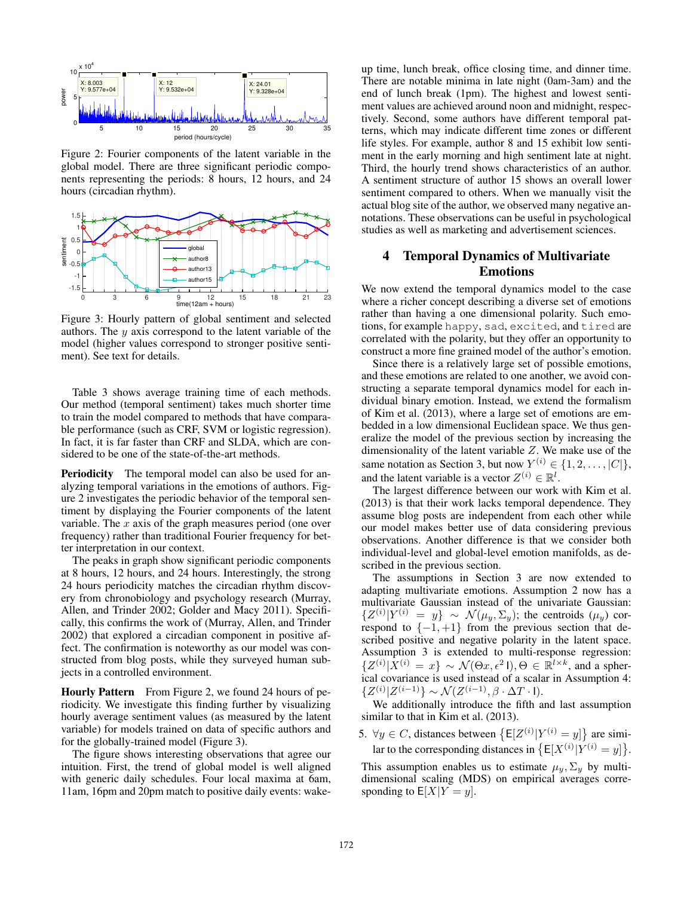Figure 2: Fourier components of the latent variable in the global model. There are three significant periodic components representing the periods: 8 hours, 12 hours, and 24 hours (circadian rhythm).

Figure 3: Hourly pattern of global sentiment and selected authors. The $y$ axis correspond to the latent variable of the model (higher values correspond to stronger positive sentiment). See text for details.

Table 3 shows average training time of each methods. Our method (temporal sentiment) takes much shorter time to train the model compared to methods that have comparable performance (such as CRF, SVM or logistic regression). In fact, it is far faster than CRF and SLDA, which are considered to be one of the state-of-the-art methods.

**Periodicity** The temporal model can also be used for analyzing temporal variations in the emotions of authors. Figure 2 investigates the periodic behavior of the temporal sentiment by displaying the Fourier components of the latent variable. The $x$ axis of the graph measures period (one over frequency) rather than traditional Fourier frequency for better interpretation in our context.

The peaks in graph show significant periodic components at 8 hours, 12 hours, and 24 hours. Interestingly, the strong 24 hours periodicity matches the circadian rhythm discovery from chronobiology and psychology research (Murray, Allen, and Trinder 2002; Golder and Macy 2011). Specifically, this confirms the work of (Murray, Allen, and Trinder 2002) that explored a circadian component in positive affect. The confirmation is noteworthy as our model was constructed from blog posts, while they surveyed human subjects in a controlled environment.

**Hourly Pattern** From Figure 2, we found 24 hours of periodicity. We investigate this finding further by visualizing hourly average sentiment values (as measured by the latent variable) for models trained on data of specific authors and for the globally-trained model (Figure 3).

The figure shows interesting observations that agree our intuition. First, the trend of global model is well aligned with generic daily schedules. Four local maxima at 6am, 11am, 16pm and 20pm match to positive daily events: wake-up time, lunch break, office closing time, and dinner time. There are notable minima in late night (0am-3am) and the end of lunch break (1pm). The highest and lowest sentiment values are achieved around noon and midnight, respectively. Second, some authors have different temporal patterns, which may indicate different time zones or different life styles. For example, author 8 and 15 exhibit low sentiment in the early morning and high sentiment late at night. Third, the hourly trend shows characteristics of an author. A sentiment structure of author 15 shows an overall lower sentiment compared to others. When we manually visit the actual blog site of the author, we observed many negative annotations. These observations can be useful in psychological studies as well as marketing and advertisement sciences.

## 4 Temporal Dynamics of Multivariate Emotions

We now extend the temporal dynamics model to the case where a richer concept describing a diverse set of emotions rather than having a one dimensional polarity. Such emotions, for example `happy`, `sad`, `excited`, and `tired` are correlated with the polarity, but they offer an opportunity to construct a more fine grained model of the author's emotion.

Since there is a relatively large set of possible emotions, and these emotions are related to one another, we avoid constructing a separate temporal dynamics model for each individual binary emotion. Instead, we extend the formalism of Kim et al. (2013), where a large set of emotions are embedded in a low dimensional Euclidean space. We thus generalize the model of the previous section by increasing the dimensionality of the latent variable $Z$. We make use of the same notation as Section 3, but now $Y^{(i)} \in \{1, 2, \ldots, |C|\}$, and the latent variable is a vector $Z^{(i)} \in \mathbb{R}^l$.

The largest difference between our work with Kim et al. (2013) is that their work lacks temporal dependence. They assume blog posts are independent from each other while our model makes better use of data considering previous observations. Another difference is that we consider both individual-level and global-level emotion manifolds, as described in the previous section.

The assumptions in Section 3 are now extended to adapting multivariate emotions. Assumption 2 now has a multivariate Gaussian instead of the univariate Gaussian: $\{Z^{(i)}|Y^{(i)} = y\} \sim \mathcal{N}(\mu_y, \Sigma_y)$; the centroids ($\mu_y$) correspond to $\{-1, +1\}$ from the previous section that described positive and negative polarity in the latent space. Assumption 3 is extended to multi-response regression: $\{Z^{(i)}|X^{(i)} = x\} \sim \mathcal{N}(\Theta x, \epsilon^2 \mathsf{I}), \Theta \in \mathbb{R}^{l \times k}$, and a spherical covariance is used instead of a scalar in Assumption 4: $\{Z^{(i)}|Z^{(i-1)}\} \sim \mathcal{N}(Z^{(i-1)}, \beta \cdot \Delta T \cdot \mathsf{I})$.

We additionally introduce the fifth and last assumption similar to that in Kim et al. (2013).

5. $\forall y \in C$, distances between $\{\mathsf{E}[Z^{(i)}|Y^{(i)} = y]\}$ are similar to the corresponding distances in $\{\mathsf{E}[X^{(i)}|Y^{(i)} = y]\}$.

This assumption enables us to estimate $\mu_y, \Sigma_y$ by multidimensional scaling (MDS) on empirical averages corresponding to $\mathsf{E}[X|Y = y]$.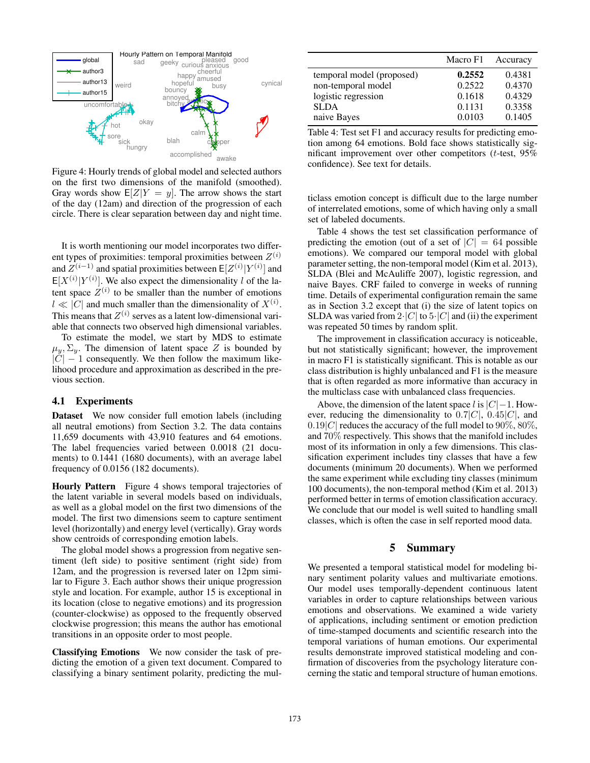Figure 4: Hourly trends of global model and selected authors on the first two dimensions of the manifold (smoothed). Gray words show $\mathsf{E}[Z|Y=y]$. The arrow shows the start of the day (12am) and direction of the progression of each circle. There is clear separation between day and night time.

It is worth mentioning our model incorporates two different types of proximities: temporal proximities between $Z^{(i)}$ and $Z^{(i-1)}$ and spatial proximities between $\mathsf{E}[Z^{(i)}|Y^{(i)}]$ and $\mathsf{E}[X^{(i)}|Y^{(i)}]$. We also expect the dimensionality $l$ of the latent space $Z^{(i)}$ to be smaller than the number of emotions $l \ll |C|$ and much smaller than the dimensionality of $X^{(i)}$. This means that $Z^{(i)}$ serves as a latent low-dimensional variable that connects two observed high dimensional variables.

To estimate the model, we start by MDS to estimate $\mu_y, \Sigma_y$. The dimension of latent space $Z$ is bounded by $|C|-1$ consequently. We then follow the maximum likelihood procedure and approximation as described in the previous section.

### 4.1 Experiments

**Dataset** We now consider full emotion labels (including all neutral emotions) from Section 3.2. The data contains 11,659 documents with 43,910 features and 64 emotions. The label frequencies varied between 0.0018 (21 documents) to 0.1441 (1680 documents), with an average label frequency of 0.0156 (182 documents).

**Hourly Pattern** Figure 4 shows temporal trajectories of the latent variable in several models based on individuals, as well as a global model on the first two dimensions of the model. The first two dimensions seem to capture sentiment level (horizontally) and energy level (vertically). Gray words show centroids of corresponding emotion labels.

The global model shows a progression from negative sentiment (left side) to positive sentiment (right side) from 12am, and the progression is reversed later on 12pm similar to Figure 3. Each author shows their unique progression style and location. For example, author 15 is exceptional in its location (close to negative emotions) and its progression (counter-clockwise) as opposed to the frequently observed clockwise progression; this means the author has emotional transitions in an opposite order to most people.

**Classifying Emotions** We now consider the task of predicting the emotion of a given text document. Compared to classifying a binary sentiment polarity, predicting the multiclass emotion concept is difficult due to the large number of interrelated emotions, some of which having only a small set of labeled documents.

| | Macro F1 | Accuracy |
|---|---|---|
| temporal model (proposed) | **0.2552** | 0.4381 |
| non-temporal model | 0.2522 | 0.4370 |
| logistic regression | 0.1618 | 0.4329 |
| SLDA | 0.1131 | 0.3358 |
| naive Bayes | 0.0103 | 0.1405 |

Table 4: Test set F1 and accuracy results for predicting emotion among 64 emotions. Bold face shows statistically significant improvement over other competitors ($t$-test, 95% confidence). See text for details.

Table 4 shows the test set classification performance of predicting the emotion (out of a set of $|C| = 64$ possible emotions). We compared our temporal model with global parameter setting, the non-temporal model (Kim et al. 2013), SLDA (Blei and McAuliffe 2007), logistic regression, and naive Bayes. CRF failed to converge in weeks of running time. Details of experimental configuration remain the same as in Section 3.2 except that (i) the size of latent topics on SLDA was varied from $2\cdot|C|$ to $5\cdot|C|$ and (ii) the experiment was repeated 50 times by random split.

The improvement in classification accuracy is noticeable, but not statistically significant; however, the improvement in macro F1 is statistically significant. This is notable as our class distribution is highly unbalanced and F1 is the measure that is often regarded as more informative than accuracy in the multiclass case with unbalanced class frequencies.

Above, the dimension of the latent space $l$ is $|C|-1$. However, reducing the dimensionality to $0.7|C|$, $0.45|C|$, and $0.19|C|$ reduces the accuracy of the full model to 90%, 80%, and 70% respectively. This shows that the manifold includes most of its information in only a few dimensions. This classification experiment includes tiny classes that have a few documents (minimum 20 documents). When we performed the same experiment while excluding tiny classes (minimum 100 documents), the non-temporal method (Kim et al. 2013) performed better in terms of emotion classification accuracy. We conclude that our model is well suited to handling small classes, which is often the case in self reported mood data.

## 5 Summary

We presented a temporal statistical model for modeling binary sentiment polarity values and multivariate emotions. Our model uses temporally-dependent continuous latent variables in order to capture relationships between various emotions and observations. We examined a wide variety of applications, including sentiment or emotion prediction of time-stamped documents and scientific research into the temporal variations of human emotions. Our experimental results demonstrate improved statistical modeling and confirmation of discoveries from the psychology literature concerning the static and temporal structure of human emotions.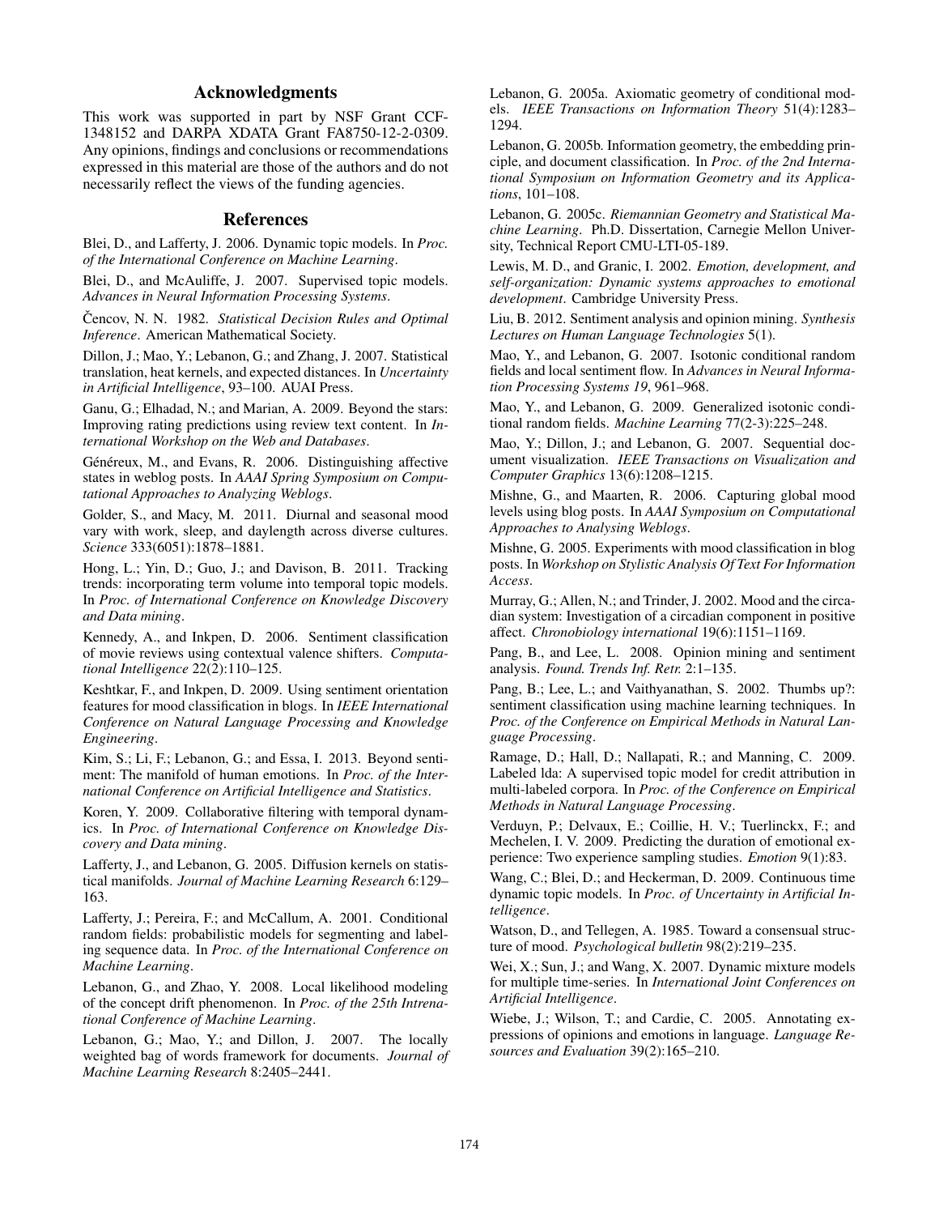## Acknowledgments

This work was supported in part by NSF Grant CCF-1348152 and DARPA XDATA Grant FA8750-12-2-0309. Any opinions, findings and conclusions or recommendations expressed in this material are those of the authors and do not necessarily reflect the views of the funding agencies.

## References

Blei, D., and Lafferty, J. 2006. Dynamic topic models. In *Proc. of the International Conference on Machine Learning*.

Blei, D., and McAuliffe, J. 2007. Supervised topic models. *Advances in Neural Information Processing Systems*.

Čencov, N. N. 1982. *Statistical Decision Rules and Optimal Inference*. American Mathematical Society.

Dillon, J.; Mao, Y.; Lebanon, G.; and Zhang, J. 2007. Statistical translation, heat kernels, and expected distances. In *Uncertainty in Artificial Intelligence*, 93–100. AUAI Press.

Ganu, G.; Elhadad, N.; and Marian, A. 2009. Beyond the stars: Improving rating predictions using review text content. In *International Workshop on the Web and Databases*.

Généreux, M., and Evans, R. 2006. Distinguishing affective states in weblog posts. In *AAAI Spring Symposium on Computational Approaches to Analyzing Weblogs*.

Golder, S., and Macy, M. 2011. Diurnal and seasonal mood vary with work, sleep, and daylength across diverse cultures. *Science* 333(6051):1878–1881.

Hong, L.; Yin, D.; Guo, J.; and Davison, B. 2011. Tracking trends: incorporating term volume into temporal topic models. In *Proc. of International Conference on Knowledge Discovery and Data mining*.

Kennedy, A., and Inkpen, D. 2006. Sentiment classification of movie reviews using contextual valence shifters. *Computational Intelligence* 22(2):110–125.

Keshtkar, F., and Inkpen, D. 2009. Using sentiment orientation features for mood classification in blogs. In *IEEE International Conference on Natural Language Processing and Knowledge Engineering*.

Kim, S.; Li, F.; Lebanon, G.; and Essa, I. 2013. Beyond sentiment: The manifold of human emotions. In *Proc. of the International Conference on Artificial Intelligence and Statistics*.

Koren, Y. 2009. Collaborative filtering with temporal dynamics. In *Proc. of International Conference on Knowledge Discovery and Data mining*.

Lafferty, J., and Lebanon, G. 2005. Diffusion kernels on statistical manifolds. *Journal of Machine Learning Research* 6:129–163.

Lafferty, J.; Pereira, F.; and McCallum, A. 2001. Conditional random fields: probabilistic models for segmenting and labeling sequence data. In *Proc. of the International Conference on Machine Learning*.

Lebanon, G., and Zhao, Y. 2008. Local likelihood modeling of the concept drift phenomenon. In *Proc. of the 25th Intrenational Conference of Machine Learning*.

Lebanon, G.; Mao, Y.; and Dillon, J. 2007. The locally weighted bag of words framework for documents. *Journal of Machine Learning Research* 8:2405–2441.

Lebanon, G. 2005a. Axiomatic geometry of conditional models. *IEEE Transactions on Information Theory* 51(4):1283–1294.

Lebanon, G. 2005b. Information geometry, the embedding principle, and document classification. In *Proc. of the 2nd International Symposium on Information Geometry and its Applications*, 101–108.

Lebanon, G. 2005c. *Riemannian Geometry and Statistical Machine Learning*. Ph.D. Dissertation, Carnegie Mellon University, Technical Report CMU-LTI-05-189.

Lewis, M. D., and Granic, I. 2002. *Emotion, development, and self-organization: Dynamic systems approaches to emotional development*. Cambridge University Press.

Liu, B. 2012. Sentiment analysis and opinion mining. *Synthesis Lectures on Human Language Technologies* 5(1).

Mao, Y., and Lebanon, G. 2007. Isotonic conditional random fields and local sentiment flow. In *Advances in Neural Information Processing Systems 19*, 961–968.

Mao, Y., and Lebanon, G. 2009. Generalized isotonic conditional random fields. *Machine Learning* 77(2-3):225–248.

Mao, Y.; Dillon, J.; and Lebanon, G. 2007. Sequential document visualization. *IEEE Transactions on Visualization and Computer Graphics* 13(6):1208–1215.

Mishne, G., and Maarten, R. 2006. Capturing global mood levels using blog posts. In *AAAI Symposium on Computational Approaches to Analysing Weblogs*.

Mishne, G. 2005. Experiments with mood classification in blog posts. In *Workshop on Stylistic Analysis Of Text For Information Access*.

Murray, G.; Allen, N.; and Trinder, J. 2002. Mood and the circadian system: Investigation of a circadian component in positive affect. *Chronobiology international* 19(6):1151–1169.

Pang, B., and Lee, L. 2008. Opinion mining and sentiment analysis. *Found. Trends Inf. Retr.* 2:1–135.

Pang, B.; Lee, L.; and Vaithyanathan, S. 2002. Thumbs up?: sentiment classification using machine learning techniques. In *Proc. of the Conference on Empirical Methods in Natural Language Processing*.

Ramage, D.; Hall, D.; Nallapati, R.; and Manning, C. 2009. Labeled lda: A supervised topic model for credit attribution in multi-labeled corpora. In *Proc. of the Conference on Empirical Methods in Natural Language Processing*.

Verduyn, P.; Delvaux, E.; Coillie, H. V.; Tuerlinckx, F.; and Mechelen, I. V. 2009. Predicting the duration of emotional experience: Two experience sampling studies. *Emotion* 9(1):83.

Wang, C.; Blei, D.; and Heckerman, D. 2009. Continuous time dynamic topic models. In *Proc. of Uncertainty in Artificial Intelligence*.

Watson, D., and Tellegen, A. 1985. Toward a consensual structure of mood. *Psychological bulletin* 98(2):219–235.

Wei, X.; Sun, J.; and Wang, X. 2007. Dynamic mixture models for multiple time-series. In *International Joint Conferences on Artificial Intelligence*.

Wiebe, J.; Wilson, T.; and Cardie, C. 2005. Annotating expressions of opinions and emotions in language. *Language Resources and Evaluation* 39(2):165–210.